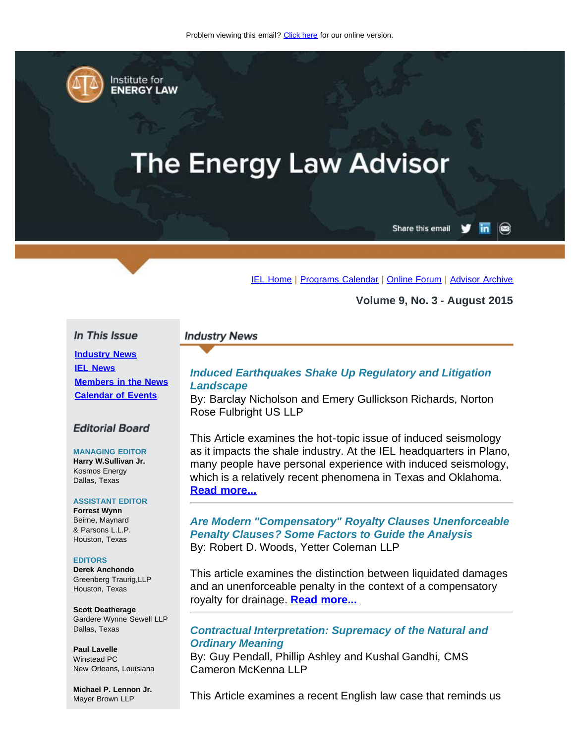Problem viewing this email? Click here for our online version.

Institute for ENERGY LAW

# The Energy Law Advisor

Share this email

IEL Home | Programs Calendar | Online Forum | Advisor Archive

**Volume 9, No. 3 - August 2015**

## In This Issue

- Industry News
- IEL News
- Members in the News
- Calendar of Events

## Editorial Board

**MANAGING EDITOR**
**Harry W.Sullivan Jr.**
Kosmos Energy
Dallas, Texas

**ASSISTANT EDITOR**
**Forrest Wynn**
Beirne, Maynard & Parsons L.L.P.
Houston, Texas

**EDITORS**
**Derek Anchondo**
Greenberg Traurig,LLP
Houston, Texas

**Scott Deatherage**
Gardere Wynne Sewell LLP
Dallas, Texas

**Paul Lavelle**
Winstead PC
New Orleans, Louisiana

**Michael P. Lennon Jr.**
Mayer Brown LLP

## Industry News

### *Induced Earthquakes Shake Up Regulatory and Litigation Landscape*

By: Barclay Nicholson and Emery Gullickson Richards, Norton Rose Fulbright US LLP

This Article examines the hot-topic issue of induced seismology as it impacts the shale industry. At the IEL headquarters in Plano, many people have personal experience with induced seismology, which is a relatively recent phenomena in Texas and Oklahoma. **Read more...**

### *Are Modern "Compensatory" Royalty Clauses Unenforceable Penalty Clauses? Some Factors to Guide the Analysis*

By: Robert D. Woods, Yetter Coleman LLP

This article examines the distinction between liquidated damages and an unenforceable penalty in the context of a compensatory royalty for drainage. **Read more...**

### *Contractual Interpretation: Supremacy of the Natural and Ordinary Meaning*

By: Guy Pendall, Phillip Ashley and Kushal Gandhi, CMS Cameron McKenna LLP

This Article examines a recent English law case that reminds us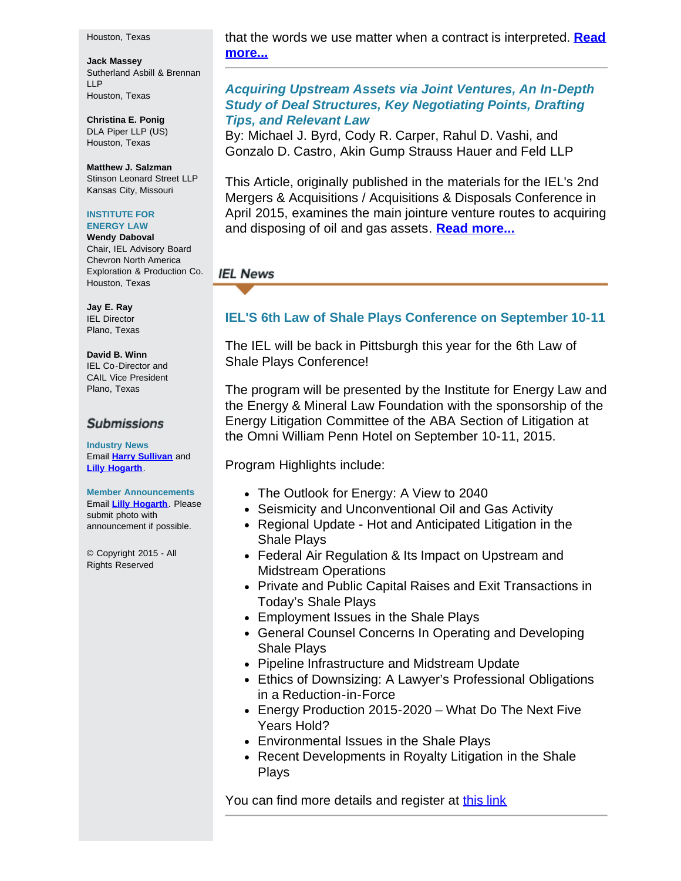Houston, Texas

**Jack Massey**
Sutherland Asbill & Brennan LLP
Houston, Texas

**Christina E. Ponig**
DLA Piper LLP (US)
Houston, Texas

**Matthew J. Salzman**
Stinson Leonard Street LLP
Kansas City, Missouri

**INSTITUTE FOR ENERGY LAW**

**Wendy Daboval**
Chair, IEL Advisory Board
Chevron North America Exploration & Production Co.
Houston, Texas

**Jay E. Ray**
IEL Director
Plano, Texas

**David B. Winn**
IEL Co-Director and CAIL Vice President
Plano, Texas

## Submissions

**Industry News**
Email **Harry Sullivan** and **Lilly Hogarth**.

**Member Announcements**
Email **Lilly Hogarth**. Please submit photo with announcement if possible.

© Copyright 2015 - All Rights Reserved

that the words we use matter when a contract is interpreted. **Read more...**

---

### *Acquiring Upstream Assets via Joint Ventures, An In-Depth Study of Deal Structures, Key Negotiating Points, Drafting Tips, and Relevant Law*

By: Michael J. Byrd, Cody R. Carper, Rahul D. Vashi, and Gonzalo D. Castro, Akin Gump Strauss Hauer and Feld LLP

This Article, originally published in the materials for the IEL's 2nd Mergers & Acquisitions / Acquisitions & Disposals Conference in April 2015, examines the main jointure venture routes to acquiring and disposing of oil and gas assets. **Read more...**

## IEL News

### IEL'S 6th Law of Shale Plays Conference on September 10-11

The IEL will be back in Pittsburgh this year for the 6th Law of Shale Plays Conference!

The program will be presented by the Institute for Energy Law and the Energy & Mineral Law Foundation with the sponsorship of the Energy Litigation Committee of the ABA Section of Litigation at the Omni William Penn Hotel on September 10-11, 2015.

Program Highlights include:

- The Outlook for Energy: A View to 2040
- Seismicity and Unconventional Oil and Gas Activity
- Regional Update - Hot and Anticipated Litigation in the Shale Plays
- Federal Air Regulation & Its Impact on Upstream and Midstream Operations
- Private and Public Capital Raises and Exit Transactions in Today's Shale Plays
- Employment Issues in the Shale Plays
- General Counsel Concerns In Operating and Developing Shale Plays
- Pipeline Infrastructure and Midstream Update
- Ethics of Downsizing: A Lawyer's Professional Obligations in a Reduction-in-Force
- Energy Production 2015-2020 – What Do The Next Five Years Hold?
- Environmental Issues in the Shale Plays
- Recent Developments in Royalty Litigation in the Shale Plays

You can find more details and register at this link

---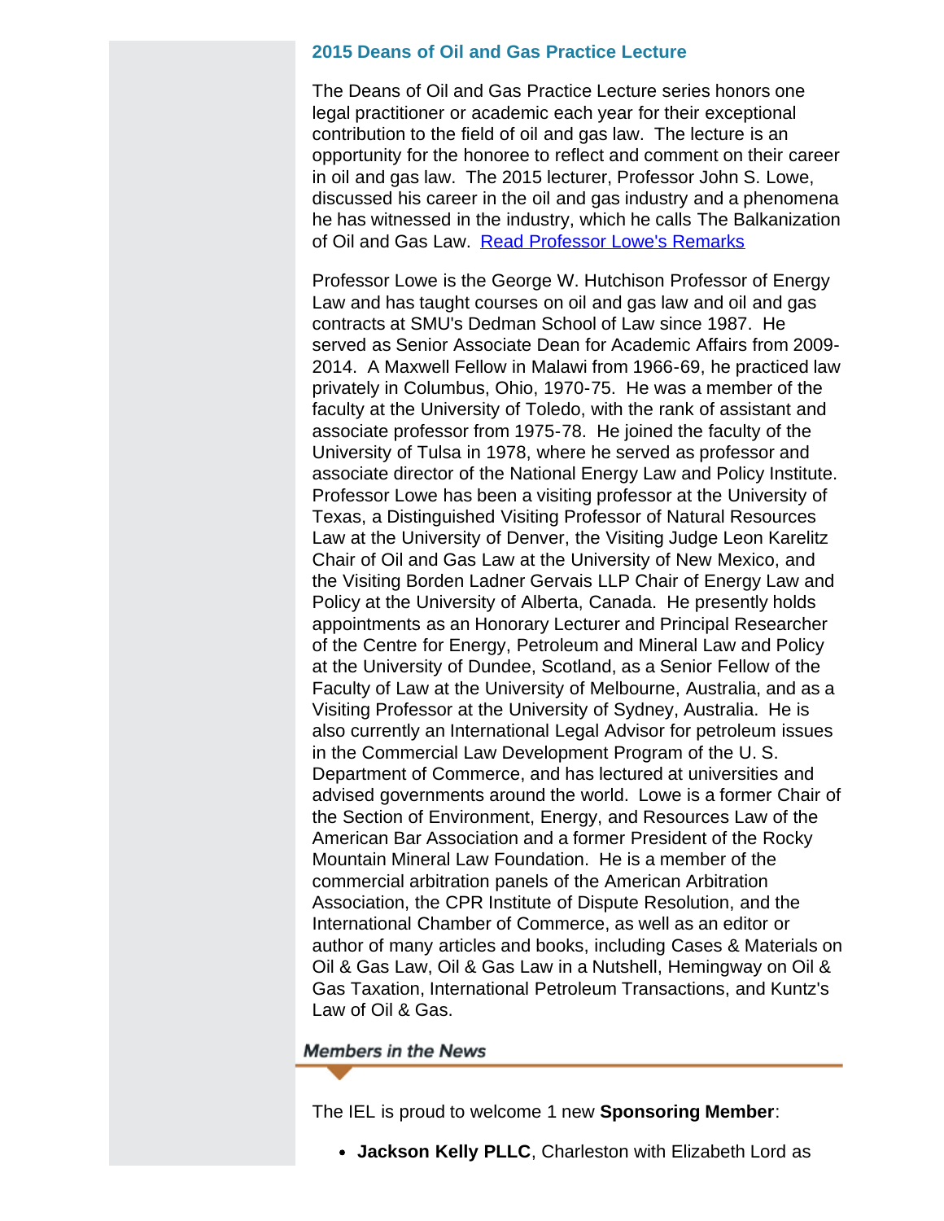## 2015 Deans of Oil and Gas Practice Lecture

The Deans of Oil and Gas Practice Lecture series honors one legal practitioner or academic each year for their exceptional contribution to the field of oil and gas law. The lecture is an opportunity for the honoree to reflect and comment on their career in oil and gas law. The 2015 lecturer, Professor John S. Lowe, discussed his career in the oil and gas industry and a phenomena he has witnessed in the industry, which he calls The Balkanization of Oil and Gas Law. Read Professor Lowe's Remarks

Professor Lowe is the George W. Hutchison Professor of Energy Law and has taught courses on oil and gas law and oil and gas contracts at SMU's Dedman School of Law since 1987. He served as Senior Associate Dean for Academic Affairs from 2009-2014. A Maxwell Fellow in Malawi from 1966-69, he practiced law privately in Columbus, Ohio, 1970-75. He was a member of the faculty at the University of Toledo, with the rank of assistant and associate professor from 1975-78. He joined the faculty of the University of Tulsa in 1978, where he served as professor and associate director of the National Energy Law and Policy Institute. Professor Lowe has been a visiting professor at the University of Texas, a Distinguished Visiting Professor of Natural Resources Law at the University of Denver, the Visiting Judge Leon Karelitz Chair of Oil and Gas Law at the University of New Mexico, and the Visiting Borden Ladner Gervais LLP Chair of Energy Law and Policy at the University of Alberta, Canada. He presently holds appointments as an Honorary Lecturer and Principal Researcher of the Centre for Energy, Petroleum and Mineral Law and Policy at the University of Dundee, Scotland, as a Senior Fellow of the Faculty of Law at the University of Melbourne, Australia, and as a Visiting Professor at the University of Sydney, Australia. He is also currently an International Legal Advisor for petroleum issues in the Commercial Law Development Program of the U. S. Department of Commerce, and has lectured at universities and advised governments around the world. Lowe is a former Chair of the Section of Environment, Energy, and Resources Law of the American Bar Association and a former President of the Rocky Mountain Mineral Law Foundation. He is a member of the commercial arbitration panels of the American Arbitration Association, the CPR Institute of Dispute Resolution, and the International Chamber of Commerce, as well as an editor or author of many articles and books, including Cases & Materials on Oil & Gas Law, Oil & Gas Law in a Nutshell, Hemingway on Oil & Gas Taxation, International Petroleum Transactions, and Kuntz's Law of Oil & Gas.

## *Members in the News*

The IEL is proud to welcome 1 new **Sponsoring Member**:

- **Jackson Kelly PLLC**, Charleston with Elizabeth Lord as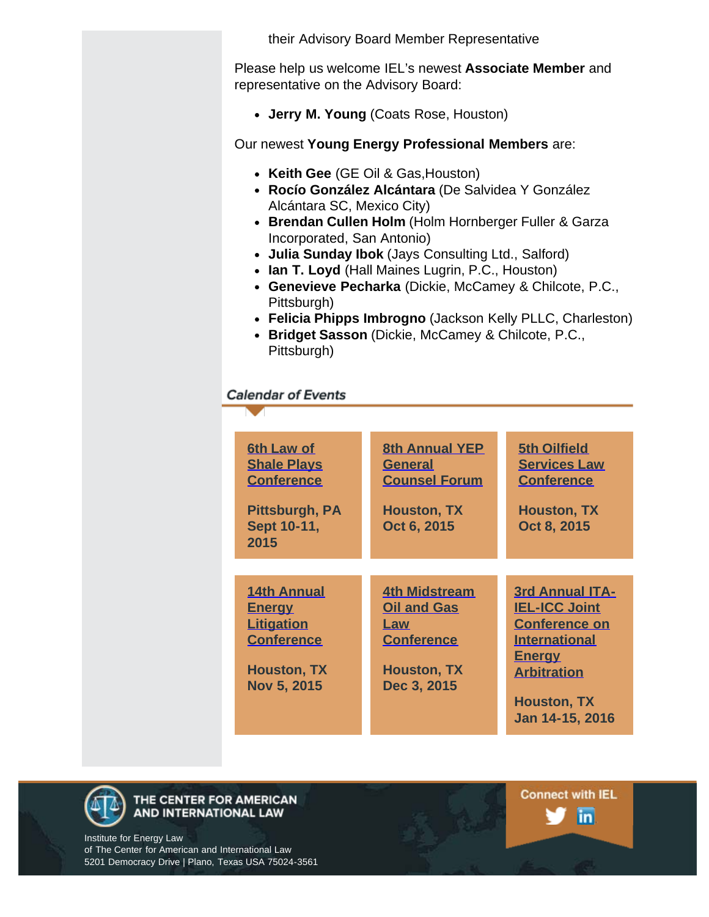their Advisory Board Member Representative

Please help us welcome IEL's newest **Associate Member** and representative on the Advisory Board:

- **Jerry M. Young** (Coats Rose, Houston)

Our newest **Young Energy Professional Members** are:

- **Keith Gee** (GE Oil & Gas,Houston)
- **Rocío González Alcántara** (De Salvidea Y González Alcántara SC, Mexico City)
- **Brendan Cullen Holm** (Holm Hornberger Fuller & Garza Incorporated, San Antonio)
- **Julia Sunday Ibok** (Jays Consulting Ltd., Salford)
- **Ian T. Loyd** (Hall Maines Lugrin, P.C., Houston)
- **Genevieve Pecharka** (Dickie, McCamey & Chilcote, P.C., Pittsburgh)
- **Felicia Phipps Imbrogno** (Jackson Kelly PLLC, Charleston)
- **Bridget Sasson** (Dickie, McCamey & Chilcote, P.C., Pittsburgh)

## *Calendar of Events*

| | | |
|---|---|---|
| **6th Law of Shale Plays Conference**<br><br>**Pittsburgh, PA**<br>**Sept 10-11, 2015** | **8th Annual YEP General Counsel Forum**<br><br>**Houston, TX**<br>**Oct 6, 2015** | **5th Oilfield Services Law Conference**<br><br>**Houston, TX**<br>**Oct 8, 2015** |
| **14th Annual Energy Litigation Conference**<br><br>**Houston, TX**<br>**Nov 5, 2015** | **4th Midstream Oil and Gas Law Conference**<br><br>**Houston, TX**<br>**Dec 3, 2015** | **3rd Annual ITA-IEL-ICC Joint Conference on International Energy Arbitration**<br><br>**Houston, TX**<br>**Jan 14-15, 2016** |

**THE CENTER FOR AMERICAN AND INTERNATIONAL LAW**

Institute for Energy Law
of The Center for American and International Law
5201 Democracy Drive | Plano, Texas USA 75024-3561

**Connect with IEL**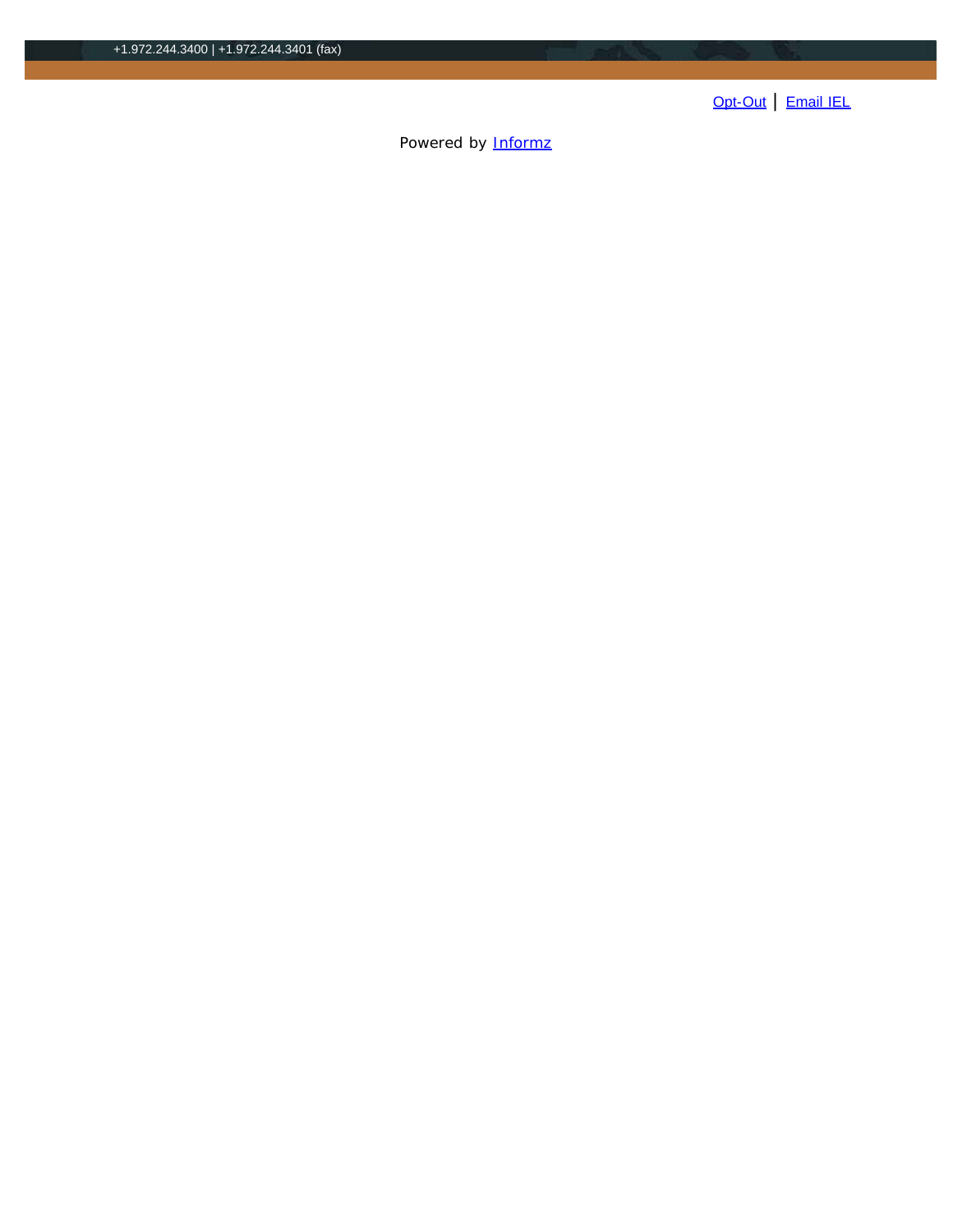+1.972.244.3400 | +1.972.244.3401 (fax)

Opt-Out | Email IEL

Powered by Informz